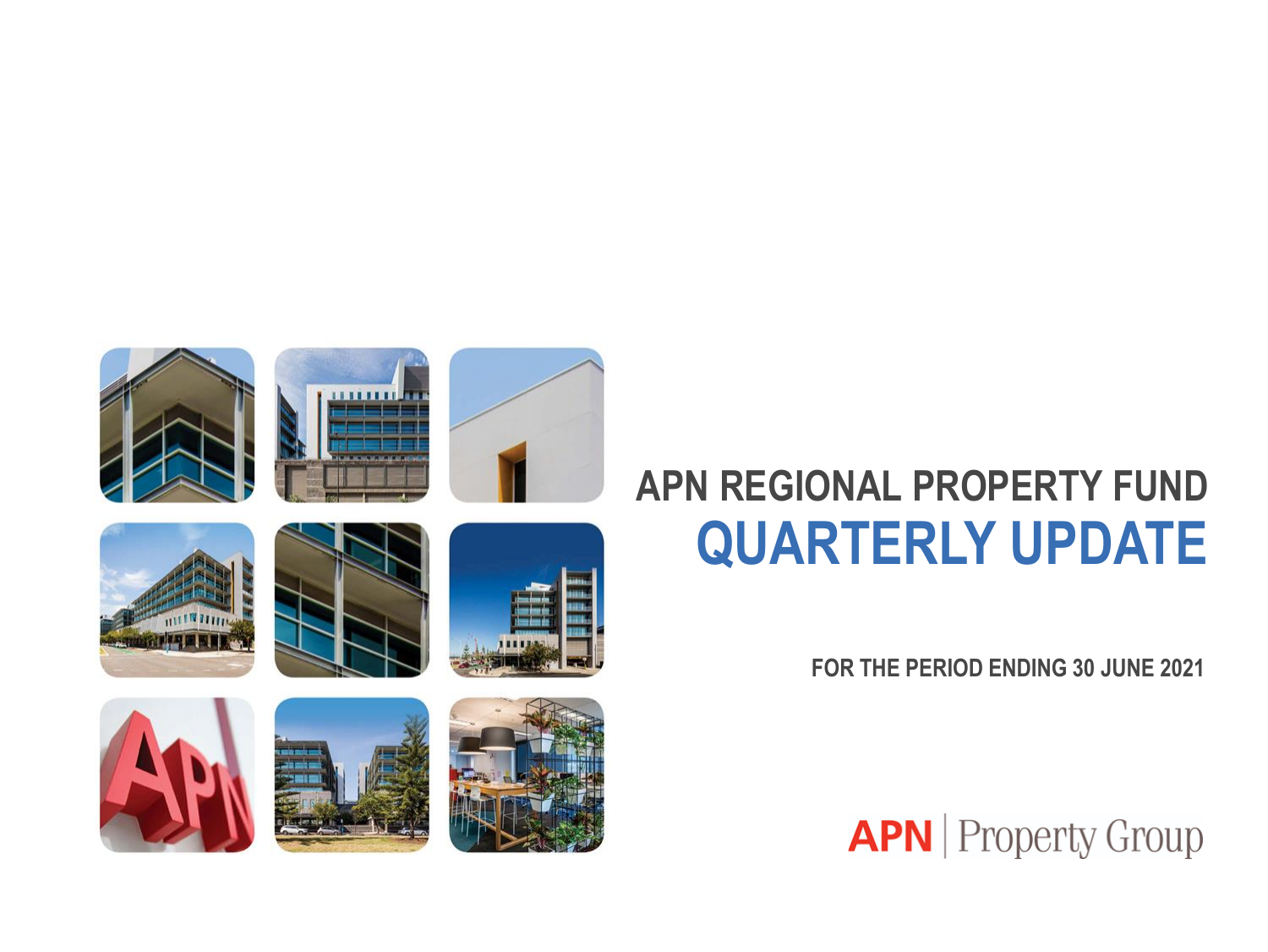# APN REGIONAL PROPERTY FUND

# QUARTERLY UPDATE

**FOR THE PERIOD ENDING 30 JUNE 2021**

APN | Property Group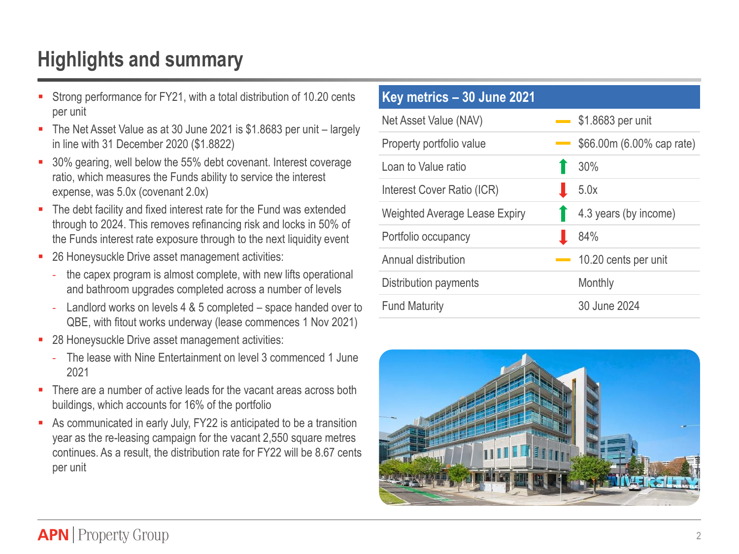# Highlights and summary

- Strong performance for FY21, with a total distribution of 10.20 cents per unit
- The Net Asset Value as at 30 June 2021 is $1.8683 per unit – largely in line with 31 December 2020 ($1.8822)
- 30% gearing, well below the 55% debt covenant. Interest coverage ratio, which measures the Funds ability to service the interest expense, was 5.0x (covenant 2.0x)
- The debt facility and fixed interest rate for the Fund was extended through to 2024. This removes refinancing risk and locks in 50% of the Funds interest rate exposure through to the next liquidity event
- 26 Honeysuckle Drive asset management activities:
  - the capex program is almost complete, with new lifts operational and bathroom upgrades completed across a number of levels
  - Landlord works on levels 4 & 5 completed – space handed over to QBE, with fitout works underway (lease commences 1 Nov 2021)
- 28 Honeysuckle Drive asset management activities:
  - The lease with Nine Entertainment on level 3 commenced 1 June 2021
- There are a number of active leads for the vacant areas across both buildings, which accounts for 16% of the portfolio
- As communicated in early July, FY22 is anticipated to be a transition year as the re-leasing campaign for the vacant 2,550 square metres continues. As a result, the distribution rate for FY22 will be 8.67 cents per unit

| Key metrics – 30 June 2021 | | |
|---|---|---|
| Net Asset Value (NAV) | — | $1.8683 per unit |
| Property portfolio value | — | $66.00m (6.00% cap rate) |
| Loan to Value ratio | ↑ | 30% |
| Interest Cover Ratio (ICR) | ↓ | 5.0x |
| Weighted Average Lease Expiry | ↑ | 4.3 years (by income) |
| Portfolio occupancy | ↓ | 84% |
| Annual distribution | — | 10.20 cents per unit |
| Distribution payments | | Monthly |
| Fund Maturity | | 30 June 2024 |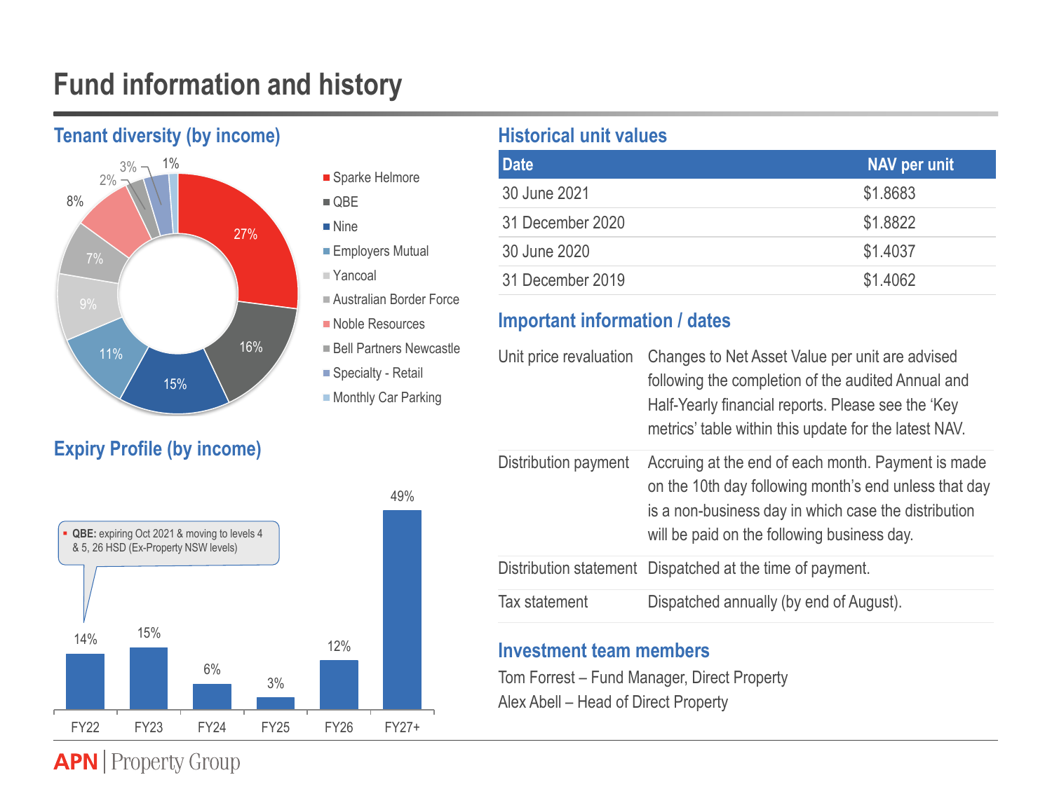# Fund information and history

## Tenant diversity (by income)

| Tenant | % |
|---|---|
| Sparke Helmore | 27% |
| QBE | 16% |
| Nine | 15% |
| Employers Mutual | 11% |
| Yancoal | 9% |
| Australian Border Force | 7% |
| Noble Resources | 8% |
| Bell Partners Newcastle | 2% |
| Specialty - Retail | 3% |
| Monthly Car Parking | 1% |

## Expiry Profile (by income)

| FY22 | FY23 | FY24 | FY25 | FY26 | FY27+ |
|---|---|---|---|---|---|
| 14% | 15% | 6% | 3% | 12% | 49% |

- **QBE:** expiring Oct 2021 & moving to levels 4 & 5, 26 HSD (Ex-Property NSW levels)

## Historical unit values

| Date | NAV per unit |
|---|---|
| 30 June 2021 | $1.8683 |
| 31 December 2020 | $1.8822 |
| 30 June 2020 | $1.4037 |
| 31 December 2019 | $1.4062 |

## Important information / dates

| | |
|---|---|
| Unit price revaluation | Changes to Net Asset Value per unit are advised following the completion of the audited Annual and Half-Yearly financial reports. Please see the 'Key metrics' table within this update for the latest NAV. |
| Distribution payment | Accruing at the end of each month. Payment is made on the 10th day following month's end unless that day is a non-business day in which case the distribution will be paid on the following business day. |
| Distribution statement | Dispatched at the time of payment. |
| Tax statement | Dispatched annually (by end of August). |

## Investment team members

Tom Forrest – Fund Manager, Direct Property

Alex Abell – Head of Direct Property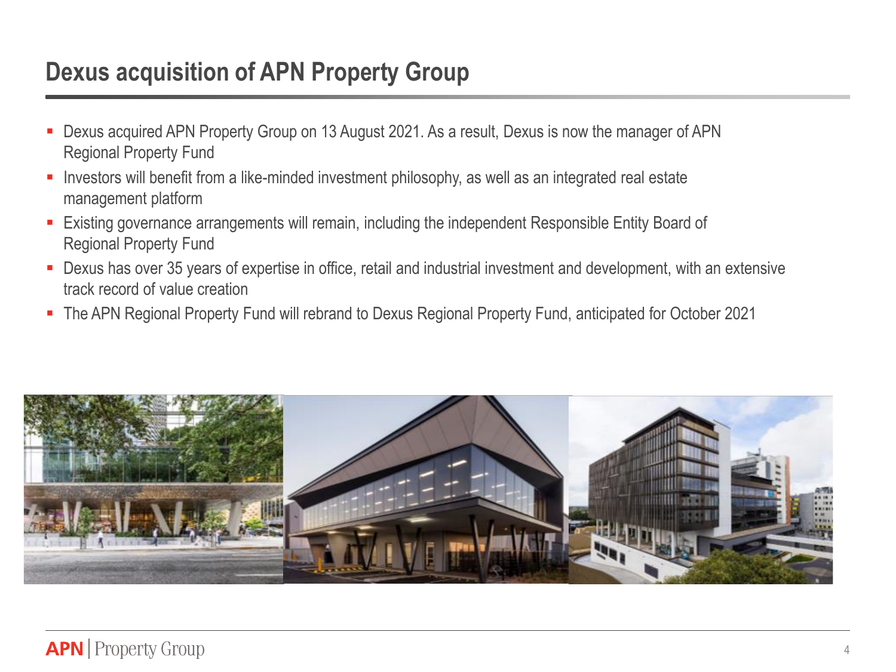# Dexus acquisition of APN Property Group

- Dexus acquired APN Property Group on 13 August 2021. As a result, Dexus is now the manager of APN Regional Property Fund
- Investors will benefit from a like-minded investment philosophy, as well as an integrated real estate management platform
- Existing governance arrangements will remain, including the independent Responsible Entity Board of Regional Property Fund
- Dexus has over 35 years of expertise in office, retail and industrial investment and development, with an extensive track record of value creation
- The APN Regional Property Fund will rebrand to Dexus Regional Property Fund, anticipated for October 2021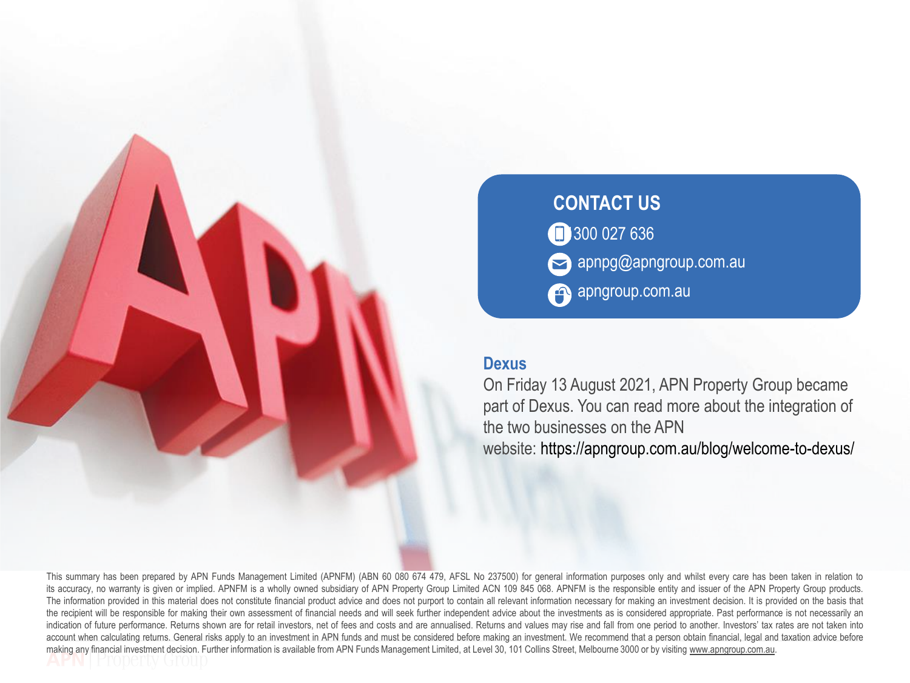## CONTACT US

1300 027 636

apnpg@apngroup.com.au

apngroup.com.au

**Dexus**

On Friday 13 August 2021, APN Property Group became part of Dexus. You can read more about the integration of the two businesses on the APN website: https://apngroup.com.au/blog/welcome-to-dexus/

This summary has been prepared by APN Funds Management Limited (APNFM) (ABN 60 080 674 479, AFSL No 237500) for general information purposes only and whilst every care has been taken in relation to its accuracy, no warranty is given or implied. APNFM is a wholly owned subsidiary of APN Property Group Limited ACN 109 845 068. APNFM is the responsible entity and issuer of the APN Property Group products. The information provided in this material does not constitute financial product advice and does not purport to contain all relevant information necessary for making an investment decision. It is provided on the basis that the recipient will be responsible for making their own assessment of financial needs and will seek further independent advice about the investments as is considered appropriate. Past performance is not necessarily an indication of future performance. Returns shown are for retail investors, net of fees and costs and are annualised. Returns and values may rise and fall from one period to another. Investors' tax rates are not taken into account when calculating returns. General risks apply to an investment in APN funds and must be considered before making an investment. We recommend that a person obtain financial, legal and taxation advice before making any financial investment decision. Further information is available from APN Funds Management Limited, at Level 30, 101 Collins Street, Melbourne 3000 or by visiting www.apngroup.com.au.